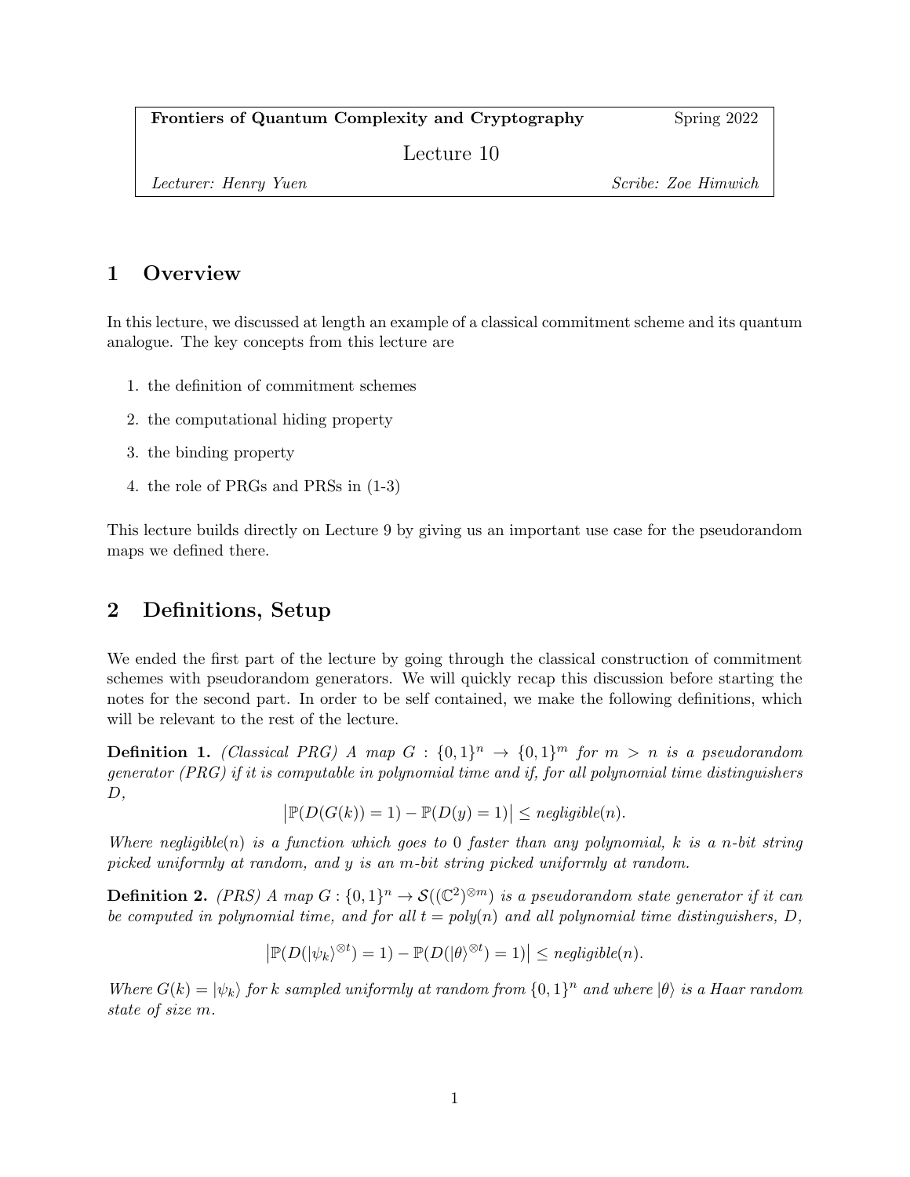| **Frontiers of Quantum Complexity and Cryptography** | Spring 2022 |
| --- | --- |
| Lecture 10 | |
| *Lecturer: Henry Yuen* | *Scribe: Zoe Himwich* |

## 1 Overview

In this lecture, we discussed at length an example of a classical commitment scheme and its quantum analogue. The key concepts from this lecture are

1. the definition of commitment schemes
2. the computational hiding property
3. the binding property
4. the role of PRGs and PRSs in (1-3)

This lecture builds directly on Lecture 9 by giving us an important use case for the pseudorandom maps we defined there.

## 2 Definitions, Setup

We ended the first part of the lecture by going through the classical construction of commitment schemes with pseudorandom generators. We will quickly recap this discussion before starting the notes for the second part. In order to be self contained, we make the following definitions, which will be relevant to the rest of the lecture.

**Definition 1.** *(Classical PRG) A map $G : \{0,1\}^n \to \{0,1\}^m$ for $m > n$ is a pseudorandom generator (PRG) if it is computable in polynomial time and if, for all polynomial time distinguishers $D$,*

$$\left|\mathbb{P}(D(G(k)) = 1) - \mathbb{P}(D(y) = 1)\right| \leq \textit{negligible}(n).$$

*Where negligible$(n)$ is a function which goes to 0 faster than any polynomial, $k$ is a $n$-bit string picked uniformly at random, and $y$ is an $m$-bit string picked uniformly at random.*

**Definition 2.** *(PRS) A map $G : \{0,1\}^n \to \mathcal{S}((\mathbb{C}^2)^{\otimes m})$ is a pseudorandom state generator if it can be computed in polynomial time, and for all $t = poly(n)$ and all polynomial time distinguishers, $D$,*

$$\left|\mathbb{P}(D(|\psi_k\rangle^{\otimes t}) = 1) - \mathbb{P}(D(|\theta\rangle^{\otimes t}) = 1)\right| \leq \textit{negligible}(n).$$

*Where $G(k) = |\psi_k\rangle$ for $k$ sampled uniformly at random from $\{0,1\}^n$ and where $|\theta\rangle$ is a Haar random state of size $m$.*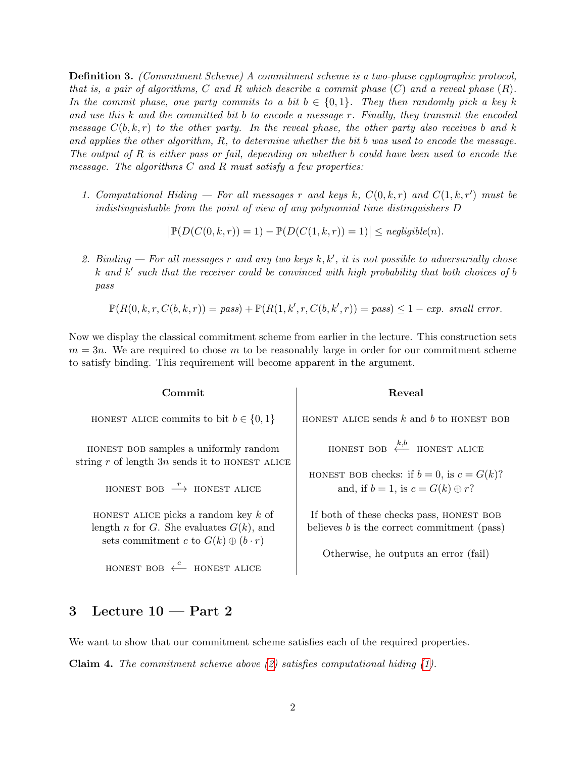**Definition 3.** *(Commitment Scheme) A commitment scheme is a two-phase cyptographic protocol, that is, a pair of algorithms, $C$ and $R$ which describe a commit phase ($C$) and a reveal phase ($R$). In the commit phase, one party commits to a bit $b \in \{0,1\}$. They then randomly pick a key $k$ and use this $k$ and the committed bit $b$ to encode a message $r$. Finally, they transmit the encoded message $C(b,k,r)$ to the other party. In the reveal phase, the other party also receives $b$ and $k$ and applies the other algorithm, $R$, to determine whether the bit $b$ was used to encode the message. The output of $R$ is either pass or fail, depending on whether $b$ could have been used to encode the message. The algorithms $C$ and $R$ must satisfy a few properties:*

1. *Computational Hiding — For all messages $r$ and keys $k$, $C(0,k,r)$ and $C(1,k,r')$ must be indistinguishable from the point of view of any polynomial time distinguishers $D$*

$$\left|\mathbb{P}(D(C(0,k,r)) = 1) - \mathbb{P}(D(C(1,k,r)) = 1)\right| \leq \textit{negligible}(n).$$

2. *Binding — For all messages $r$ and any two keys $k, k'$, it is not possible to adversarially chose $k$ and $k'$ such that the receiver could be convinced with high probability that both choices of $b$ pass*

$$\mathbb{P}(R(0,k,r,C(b,k,r)) = \textit{pass}) + \mathbb{P}(R(1,k',r,C(b,k',r)) = \textit{pass}) \leq 1 - \textit{exp. small error}.$$

Now we display the classical commitment scheme from earlier in the lecture. This construction sets $m = 3n$. We are required to chose $m$ to be reasonably large in order for our commitment scheme to satisfy binding. This requirement will become apparent in the argument.

| **Commit** | **Reveal** |
|---|---|
| HONEST ALICE commits to bit $b \in \{0,1\}$ | HONEST ALICE sends $k$ and $b$ to HONEST BOB |
| HONEST BOB samples a uniformly random string $r$ of length $3n$ sends it to HONEST ALICE | HONEST BOB $\xleftarrow{k,b}$ HONEST ALICE |
| HONEST BOB $\xrightarrow{r}$ HONEST ALICE | HONEST BOB checks: if $b=0$, is $c = G(k)$? and, if $b=1$, is $c = G(k) \oplus r$? |
| HONEST ALICE picks a random key $k$ of length $n$ for $G$. She evaluates $G(k)$, and sets commitment $c$ to $G(k) \oplus (b \cdot r)$ | If both of these checks pass, HONEST BOB believes $b$ is the correct commitment (pass) |
| HONEST BOB $\xleftarrow{c}$ HONEST ALICE | Otherwise, he outputs an error (fail) |

## 3 Lecture 10 — Part 2

We want to show that our commitment scheme satisfies each of the required properties.

**Claim 4.** *The commitment scheme above (2) satisfies computational hiding (1).*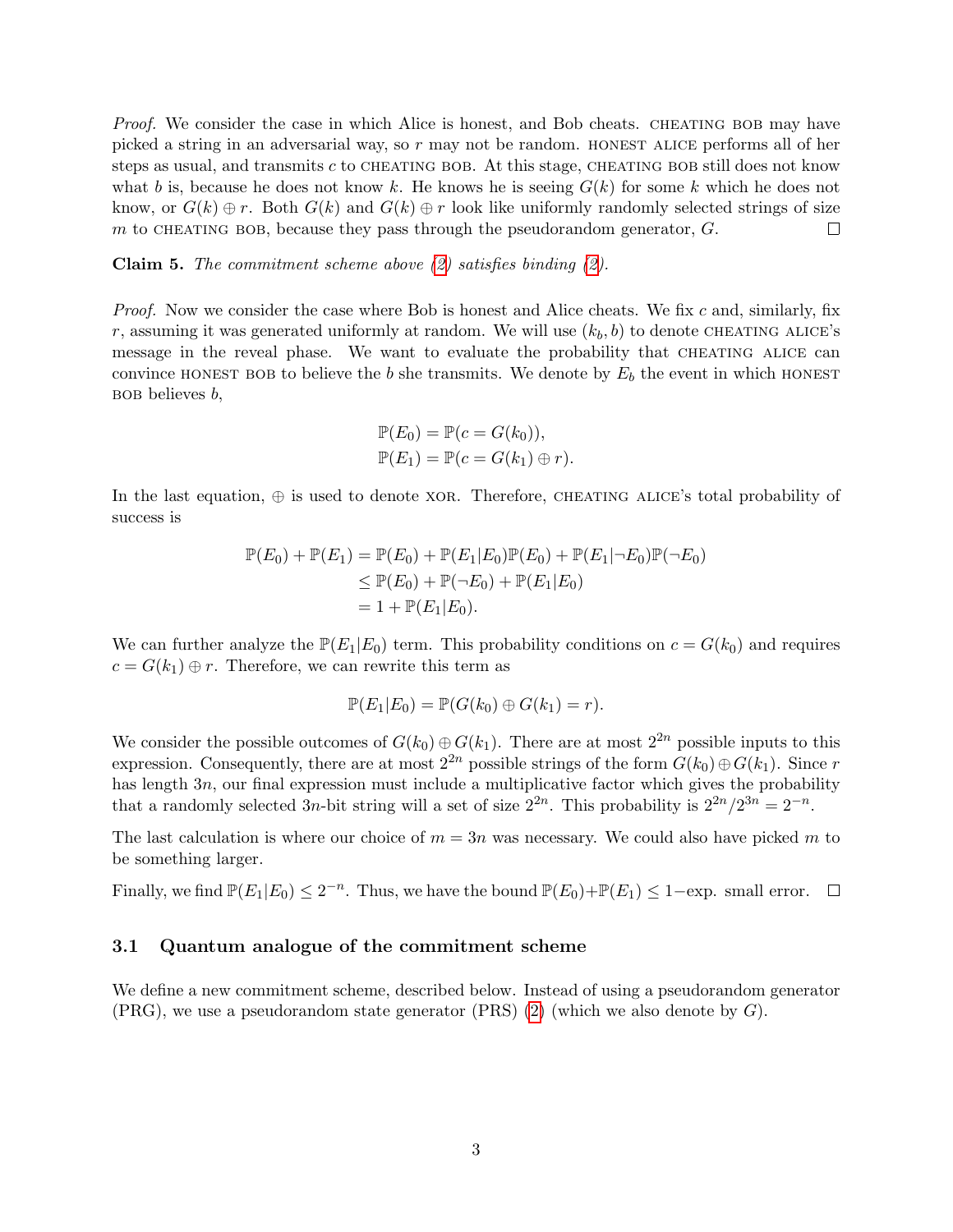*Proof.* We consider the case in which Alice is honest, and Bob cheats. CHEATING BOB may have picked a string in an adversarial way, so $r$ may not be random. HONEST ALICE performs all of her steps as usual, and transmits $c$ to CHEATING BOB. At this stage, CHEATING BOB still does not know what $b$ is, because he does not know $k$. He knows he is seeing $G(k)$ for some $k$ which he does not know, or $G(k) \oplus r$. Both $G(k)$ and $G(k) \oplus r$ look like uniformly randomly selected strings of size $m$ to CHEATING BOB, because they pass through the pseudorandom generator, $G$. □

**Claim 5.** *The commitment scheme above (2) satisfies binding (2).*

*Proof.* Now we consider the case where Bob is honest and Alice cheats. We fix $c$ and, similarly, fix $r$, assuming it was generated uniformly at random. We will use $(k_b, b)$ to denote CHEATING ALICE's message in the reveal phase. We want to evaluate the probability that CHEATING ALICE can convince HONEST BOB to believe the $b$ she transmits. We denote by $E_b$ the event in which HONEST BOB believes $b$,

$$
\begin{aligned}
\mathbb{P}(E_0) &= \mathbb{P}(c = G(k_0)), \\
\mathbb{P}(E_1) &= \mathbb{P}(c = G(k_1) \oplus r).
\end{aligned}
$$

In the last equation, $\oplus$ is used to denote XOR. Therefore, CHEATING ALICE's total probability of success is

$$
\begin{aligned}
\mathbb{P}(E_0) + \mathbb{P}(E_1) &= \mathbb{P}(E_0) + \mathbb{P}(E_1|E_0)\mathbb{P}(E_0) + \mathbb{P}(E_1|\neg E_0)\mathbb{P}(\neg E_0) \\
&\leq \mathbb{P}(E_0) + \mathbb{P}(\neg E_0) + \mathbb{P}(E_1|E_0) \\
&= 1 + \mathbb{P}(E_1|E_0).
\end{aligned}
$$

We can further analyze the $\mathbb{P}(E_1|E_0)$ term. This probability conditions on $c = G(k_0)$ and requires $c = G(k_1) \oplus r$. Therefore, we can rewrite this term as

$$
\mathbb{P}(E_1|E_0) = \mathbb{P}(G(k_0) \oplus G(k_1) = r).
$$

We consider the possible outcomes of $G(k_0) \oplus G(k_1)$. There are at most $2^{2n}$ possible inputs to this expression. Consequently, there are at most $2^{2n}$ possible strings of the form $G(k_0) \oplus G(k_1)$. Since $r$ has length $3n$, our final expression must include a multiplicative factor which gives the probability that a randomly selected $3n$-bit string will a set of size $2^{2n}$. This probability is $2^{2n}/2^{3n} = 2^{-n}$.

The last calculation is where our choice of $m = 3n$ was necessary. We could also have picked $m$ to be something larger.

Finally, we find $\mathbb{P}(E_1|E_0) \leq 2^{-n}$. Thus, we have the bound $\mathbb{P}(E_0) + \mathbb{P}(E_1) \leq 1-$exp. small error. □

### 3.1 Quantum analogue of the commitment scheme

We define a new commitment scheme, described below. Instead of using a pseudorandom generator (PRG), we use a pseudorandom state generator (PRS) (2) (which we also denote by $G$).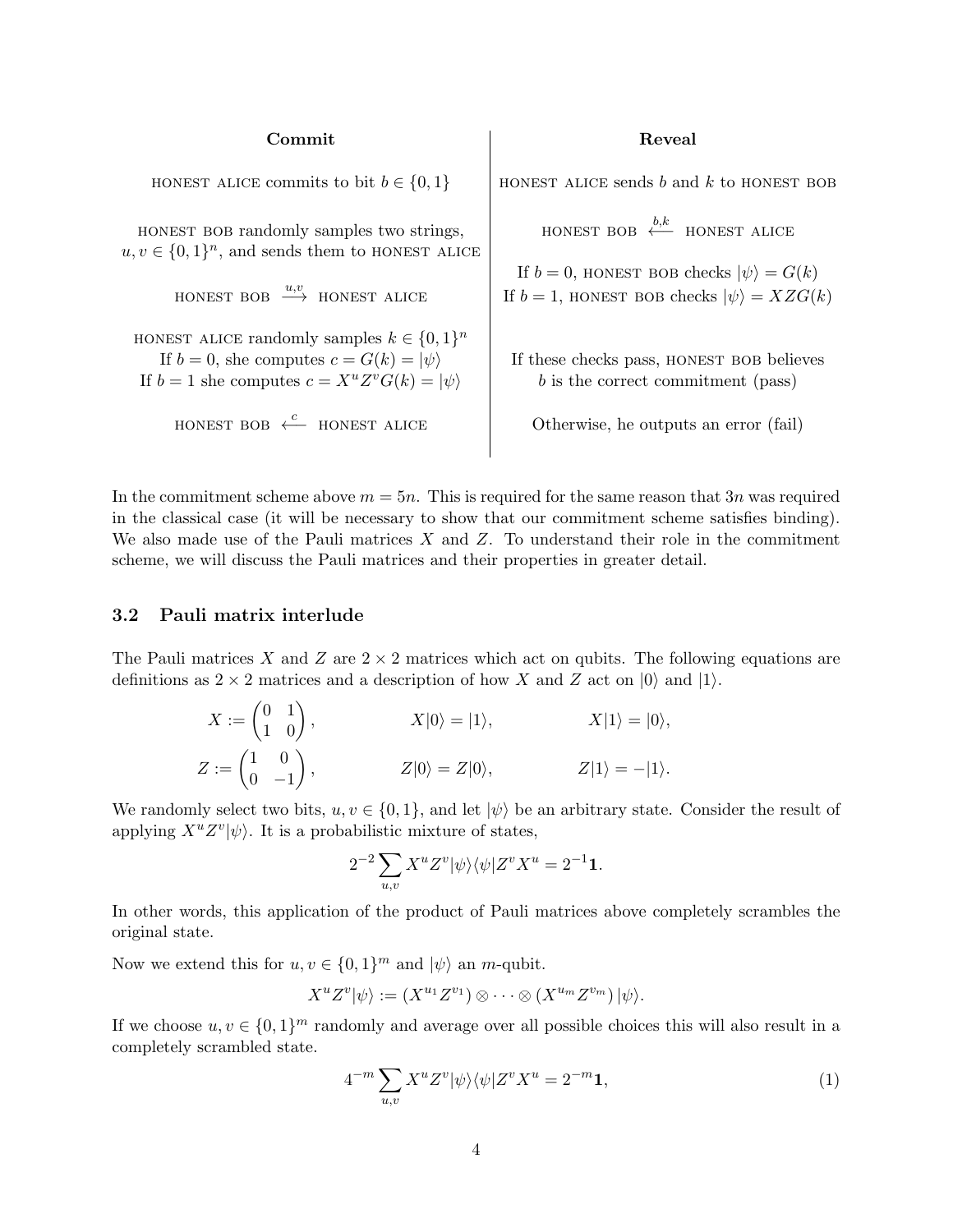| **Commit** | **Reveal** |
|---|---|
| HONEST ALICE commits to bit $b \in \{0,1\}$ | HONEST ALICE sends $b$ and $k$ to HONEST BOB |
| HONEST BOB randomly samples two strings, $u, v \in \{0,1\}^n$, and sends them to HONEST ALICE | HONEST BOB $\xleftarrow{b,k}$ HONEST ALICE |
| HONEST BOB $\xrightarrow{u,v}$ HONEST ALICE | If $b = 0$, HONEST BOB checks $\|\psi\rangle = G(k)$ <br> If $b = 1$, HONEST BOB checks $\|\psi\rangle = XZG(k)$ |
| HONEST ALICE randomly samples $k \in \{0,1\}^n$ <br> If $b = 0$, she computes $c = G(k) = \|\psi\rangle$ <br> If $b = 1$ she computes $c = X^u Z^v G(k) = \|\psi\rangle$ | If these checks pass, HONEST BOB believes $b$ is the correct commitment (pass) |
| HONEST BOB $\xleftarrow{c}$ HONEST ALICE | Otherwise, he outputs an error (fail) |

In the commitment scheme above $m = 5n$. This is required for the same reason that $3n$ was required in the classical case (it will be necessary to show that our commitment scheme satisfies binding). We also made use of the Pauli matrices $X$ and $Z$. To understand their role in the commitment scheme, we will discuss the Pauli matrices and their properties in greater detail.

### 3.2 Pauli matrix interlude

The Pauli matrices $X$ and $Z$ are $2 \times 2$ matrices which act on qubits. The following equations are definitions as $2 \times 2$ matrices and a description of how $X$ and $Z$ act on $|0\rangle$ and $|1\rangle$.

$$X := \begin{pmatrix} 0 & 1 \\ 1 & 0 \end{pmatrix}, \qquad X|0\rangle = |1\rangle, \qquad X|1\rangle = |0\rangle,$$

$$Z := \begin{pmatrix} 1 & 0 \\ 0 & -1 \end{pmatrix}, \qquad Z|0\rangle = Z|0\rangle, \qquad Z|1\rangle = -|1\rangle.$$

We randomly select two bits, $u, v \in \{0,1\}$, and let $|\psi\rangle$ be an arbitrary state. Consider the result of applying $X^u Z^v |\psi\rangle$. It is a probabilistic mixture of states,

$$2^{-2} \sum_{u,v} X^u Z^v |\psi\rangle\langle\psi| Z^v X^u = 2^{-1}\mathbf{1}.$$

In other words, this application of the product of Pauli matrices above completely scrambles the original state.

Now we extend this for $u, v \in \{0,1\}^m$ and $|\psi\rangle$ an $m$-qubit.

$$X^u Z^v |\psi\rangle := (X^{u_1} Z^{v_1}) \otimes \cdots \otimes (X^{u_m} Z^{v_m}) |\psi\rangle.$$

If we choose $u, v \in \{0,1\}^m$ randomly and average over all possible choices this will also result in a completely scrambled state.

$$4^{-m} \sum_{u,v} X^u Z^v |\psi\rangle\langle\psi| Z^v X^u = 2^{-m}\mathbf{1}, \tag{1}$$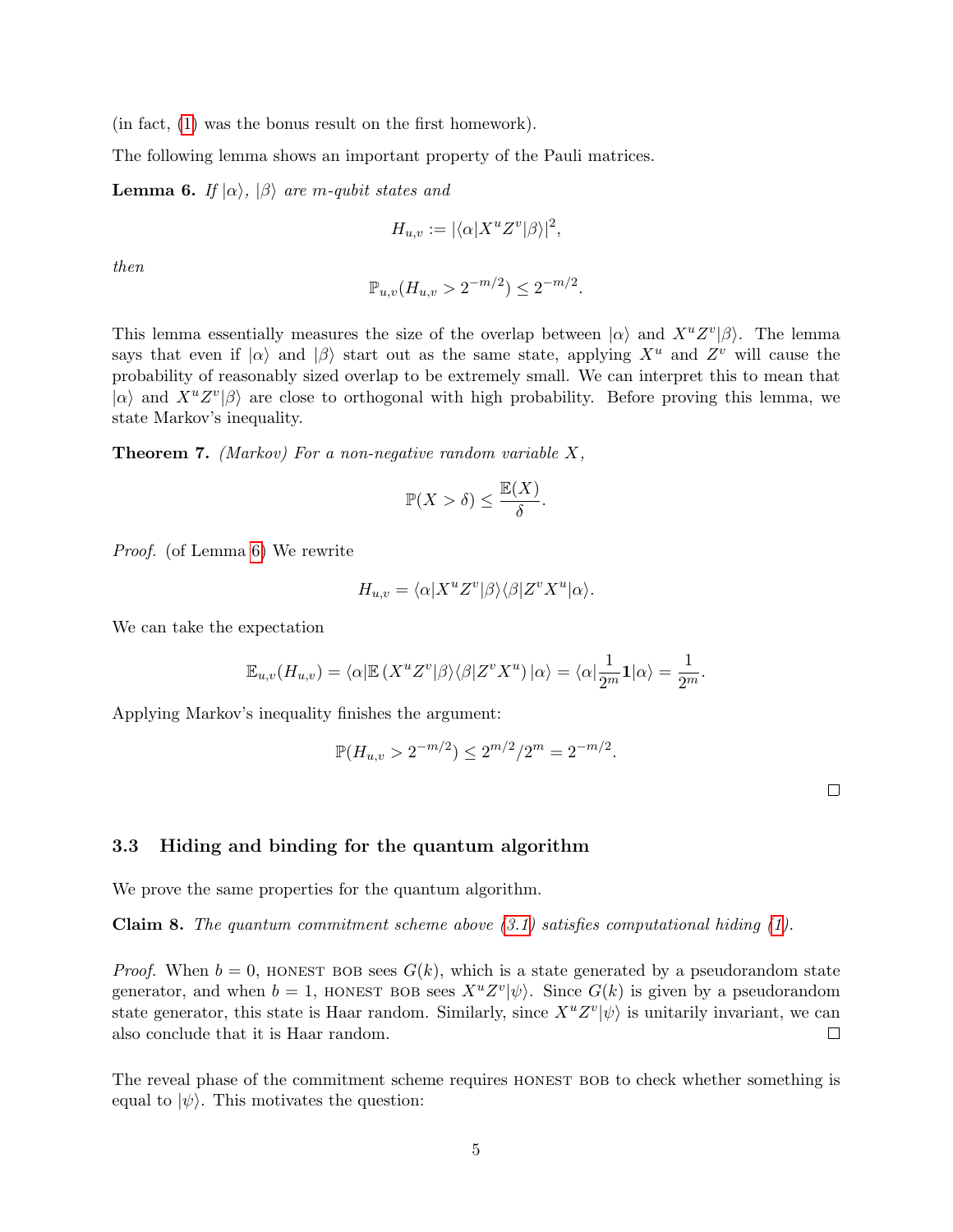(in fact, (1) was the bonus result on the first homework).

The following lemma shows an important property of the Pauli matrices.

**Lemma 6.** *If $|\alpha\rangle$, $|\beta\rangle$ are $m$-qubit states and*

$$H_{u,v} := |\langle\alpha|X^u Z^v|\beta\rangle|^2,$$

*then*

$$\mathbb{P}_{u,v}(H_{u,v} > 2^{-m/2}) \leq 2^{-m/2}.$$

This lemma essentially measures the size of the overlap between $|\alpha\rangle$ and $X^u Z^v|\beta\rangle$. The lemma says that even if $|\alpha\rangle$ and $|\beta\rangle$ start out as the same state, applying $X^u$ and $Z^v$ will cause the probability of reasonably sized overlap to be extremely small. We can interpret this to mean that $|\alpha\rangle$ and $X^u Z^v|\beta\rangle$ are close to orthogonal with high probability. Before proving this lemma, we state Markov's inequality.

**Theorem 7.** *(Markov) For a non-negative random variable $X$,*

$$\mathbb{P}(X > \delta) \leq \frac{\mathbb{E}(X)}{\delta}.$$

*Proof.* (of Lemma 6) We rewrite

$$H_{u,v} = \langle\alpha|X^u Z^v|\beta\rangle\langle\beta|Z^v X^u|\alpha\rangle.$$

We can take the expectation

$$\mathbb{E}_{u,v}(H_{u,v}) = \langle\alpha|\mathbb{E}\left(X^u Z^v|\beta\rangle\langle\beta|Z^v X^u\right)|\alpha\rangle = \langle\alpha|\frac{1}{2^m}\mathbf{1}|\alpha\rangle = \frac{1}{2^m}.$$

Applying Markov's inequality finishes the argument:

$$\mathbb{P}(H_{u,v} > 2^{-m/2}) \leq 2^{m/2}/2^m = 2^{-m/2}.$$

□

### 3.3 Hiding and binding for the quantum algorithm

We prove the same properties for the quantum algorithm.

**Claim 8.** *The quantum commitment scheme above (3.1) satisfies computational hiding (1).*

*Proof.* When $b = 0$, HONEST BOB sees $G(k)$, which is a state generated by a pseudorandom state generator, and when $b = 1$, HONEST BOB sees $X^u Z^v|\psi\rangle$. Since $G(k)$ is given by a pseudorandom state generator, this state is Haar random. Similarly, since $X^u Z^v|\psi\rangle$ is unitarily invariant, we can also conclude that it is Haar random. □

The reveal phase of the commitment scheme requires HONEST BOB to check whether something is equal to $|\psi\rangle$. This motivates the question: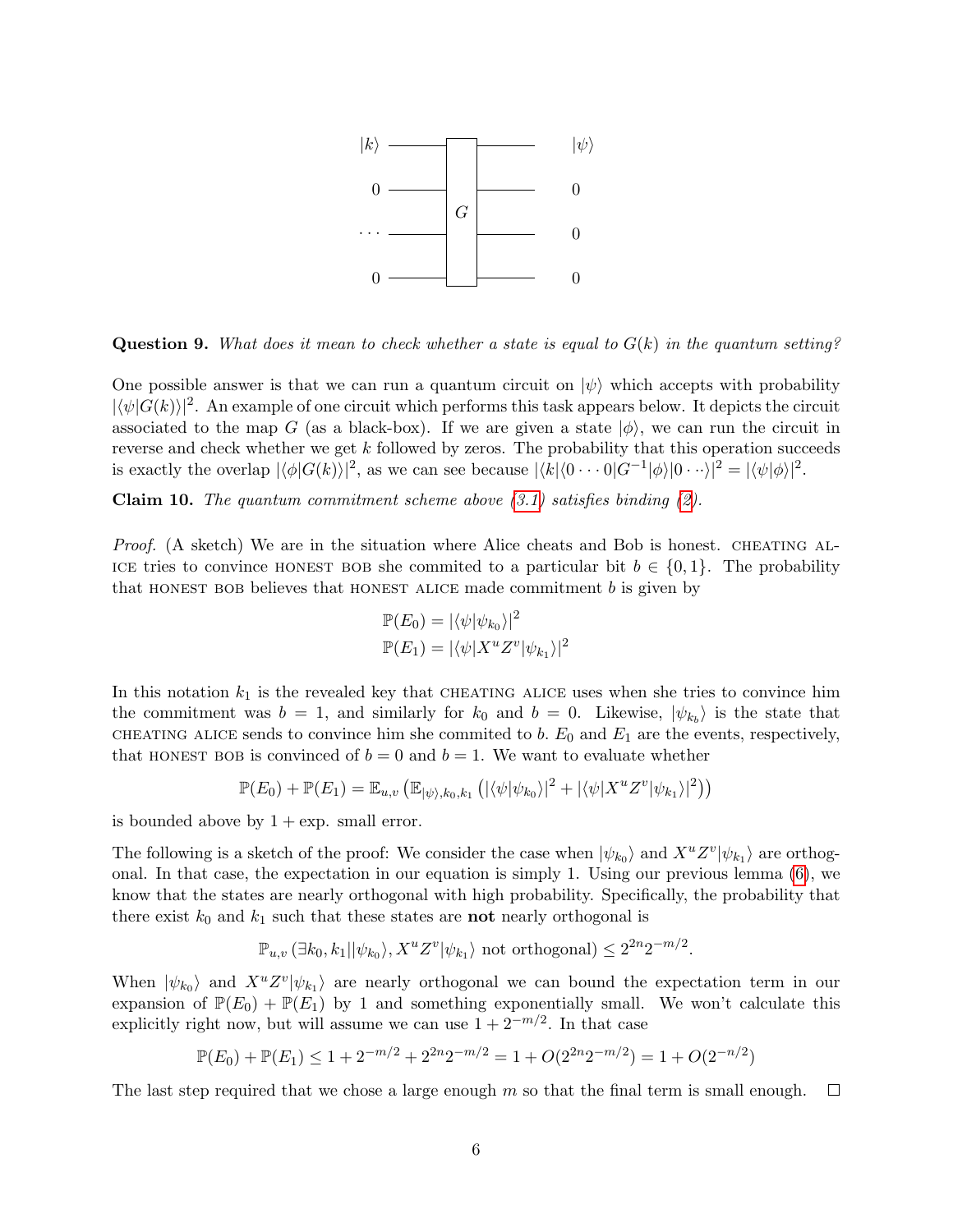Question 9. *What does it mean to check whether a state is equal to $G(k)$ in the quantum setting?*

One possible answer is that we can run a quantum circuit on $|\psi\rangle$ which accepts with probability $|\langle\psi|G(k)\rangle|^2$. An example of one circuit which performs this task appears below. It depicts the circuit associated to the map $G$ (as a black-box). If we are given a state $|\phi\rangle$, we can run the circuit in reverse and check whether we get $k$ followed by zeros. The probability that this operation succeeds is exactly the overlap $|\langle\phi|G(k)\rangle|^2$, as we can see because $|\langle k|\langle 0\cdots 0|G^{-1}|\phi\rangle|0\cdots\rangle|^2 = |\langle\psi|\phi\rangle|^2$.

**Claim 10.** *The quantum commitment scheme above (3.1) satisfies binding (2).*

*Proof.* (A sketch) We are in the situation where Alice cheats and Bob is honest. CHEATING ALICE tries to convince HONEST BOB she commited to a particular bit $b \in \{0,1\}$. The probability that HONEST BOB believes that HONEST ALICE made commitment $b$ is given by

$$\mathbb{P}(E_0) = |\langle\psi|\psi_{k_0}\rangle|^2$$
$$\mathbb{P}(E_1) = |\langle\psi|X^u Z^v|\psi_{k_1}\rangle|^2$$

In this notation $k_1$ is the revealed key that CHEATING ALICE uses when she tries to convince him the commitment was $b = 1$, and similarly for $k_0$ and $b = 0$. Likewise, $|\psi_{k_b}\rangle$ is the state that CHEATING ALICE sends to convince him she commited to $b$. $E_0$ and $E_1$ are the events, respectively, that HONEST BOB is convinced of $b = 0$ and $b = 1$. We want to evaluate whether

$$\mathbb{P}(E_0) + \mathbb{P}(E_1) = \mathbb{E}_{u,v}\left(\mathbb{E}_{|\psi\rangle,k_0,k_1}\left(|\langle\psi|\psi_{k_0}\rangle|^2 + |\langle\psi|X^u Z^v|\psi_{k_1}\rangle|^2\right)\right)$$

is bounded above by $1 +$ exp. small error.

The following is a sketch of the proof: We consider the case when $|\psi_{k_0}\rangle$ and $X^u Z^v|\psi_{k_1}\rangle$ are orthogonal. In that case, the expectation in our equation is simply 1. Using our previous lemma (6), we know that the states are nearly orthogonal with high probability. Specifically, the probability that there exist $k_0$ and $k_1$ such that these states are **not** nearly orthogonal is

$$\mathbb{P}_{u,v}\left(\exists k_0, k_1 || \psi_{k_0}\rangle, X^u Z^v|\psi_{k_1}\rangle \text{ not orthogonal}\right) \leq 2^{2n}2^{-m/2}.$$

When $|\psi_{k_0}\rangle$ and $X^u Z^v|\psi_{k_1}\rangle$ are nearly orthogonal we can bound the expectation term in our expansion of $\mathbb{P}(E_0) + \mathbb{P}(E_1)$ by 1 and something exponentially small. We won't calculate this explicitly right now, but will assume we can use $1 + 2^{-m/2}$. In that case

$$\mathbb{P}(E_0) + \mathbb{P}(E_1) \leq 1 + 2^{-m/2} + 2^{2n}2^{-m/2} = 1 + O(2^{2n}2^{-m/2}) = 1 + O(2^{-n/2})$$

The last step required that we chose a large enough $m$ so that the final term is small enough. ∎